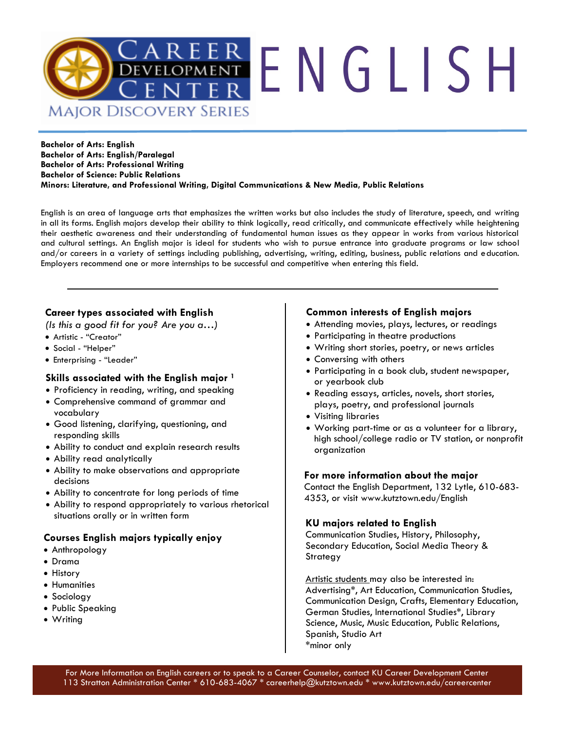# ENGLISH

Career Development Center — Major Discovery Series

**Bachelor of Arts: English**
**Bachelor of Arts: English/Paralegal**
**Bachelor of Arts: Professional Writing**
**Bachelor of Science: Public Relations**
**Minors: Literature, and Professional Writing, Digital Communications & New Media, Public Relations**

English is an area of language arts that emphasizes the written works but also includes the study of literature, speech, and writing in all its forms. English majors develop their ability to think logically, read critically, and communicate effectively while heightening their aesthetic awareness and their understanding of fundamental human issues as they appear in works from various historical and cultural settings. An English major is ideal for students who wish to pursue entrance into graduate programs or law school and/or careers in a variety of settings including publishing, advertising, writing, editing, business, public relations and education. Employers recommend one or more internships to be successful and competitive when entering this field.

---

## Career types associated with English

*(Is this a good fit for you? Are you a…)*

- Artistic - "Creator"
- Social - "Helper"
- Enterprising - "Leader"

## Skills associated with the English major [1]

- Proficiency in reading, writing, and speaking
- Comprehensive command of grammar and vocabulary
- Good listening, clarifying, questioning, and responding skills
- Ability to conduct and explain research results
- Ability read analytically
- Ability to make observations and appropriate decisions
- Ability to concentrate for long periods of time
- Ability to respond appropriately to various rhetorical situations orally or in written form

## Courses English majors typically enjoy

- Anthropology
- Drama
- History
- Humanities
- Sociology
- Public Speaking
- Writing

## Common interests of English majors

- Attending movies, plays, lectures, or readings
- Participating in theatre productions
- Writing short stories, poetry, or news articles
- Conversing with others
- Participating in a book club, student newspaper, or yearbook club
- Reading essays, articles, novels, short stories, plays, poetry, and professional journals
- Visiting libraries
- Working part-time or as a volunteer for a library, high school/college radio or TV station, or nonprofit organization

## For more information about the major

Contact the English Department, 132 Lytle, 610-683-4353, or visit www.kutztown.edu/English

## KU majors related to English

Communication Studies, History, Philosophy, Secondary Education, Social Media Theory & Strategy

Artistic students may also be interested in:
Advertising*, Art Education, Communication Studies, Communication Design, Crafts, Elementary Education, German Studies, International Studies*, Library Science, Music, Music Education, Public Relations, Spanish, Studio Art
*minor only

For More Information on English careers or to speak to a Career Counselor, contact KU Career Development Center
113 Stratton Administration Center * 610-683-4067 * careerhelp@kutztown.edu * www.kutztown.edu/careercenter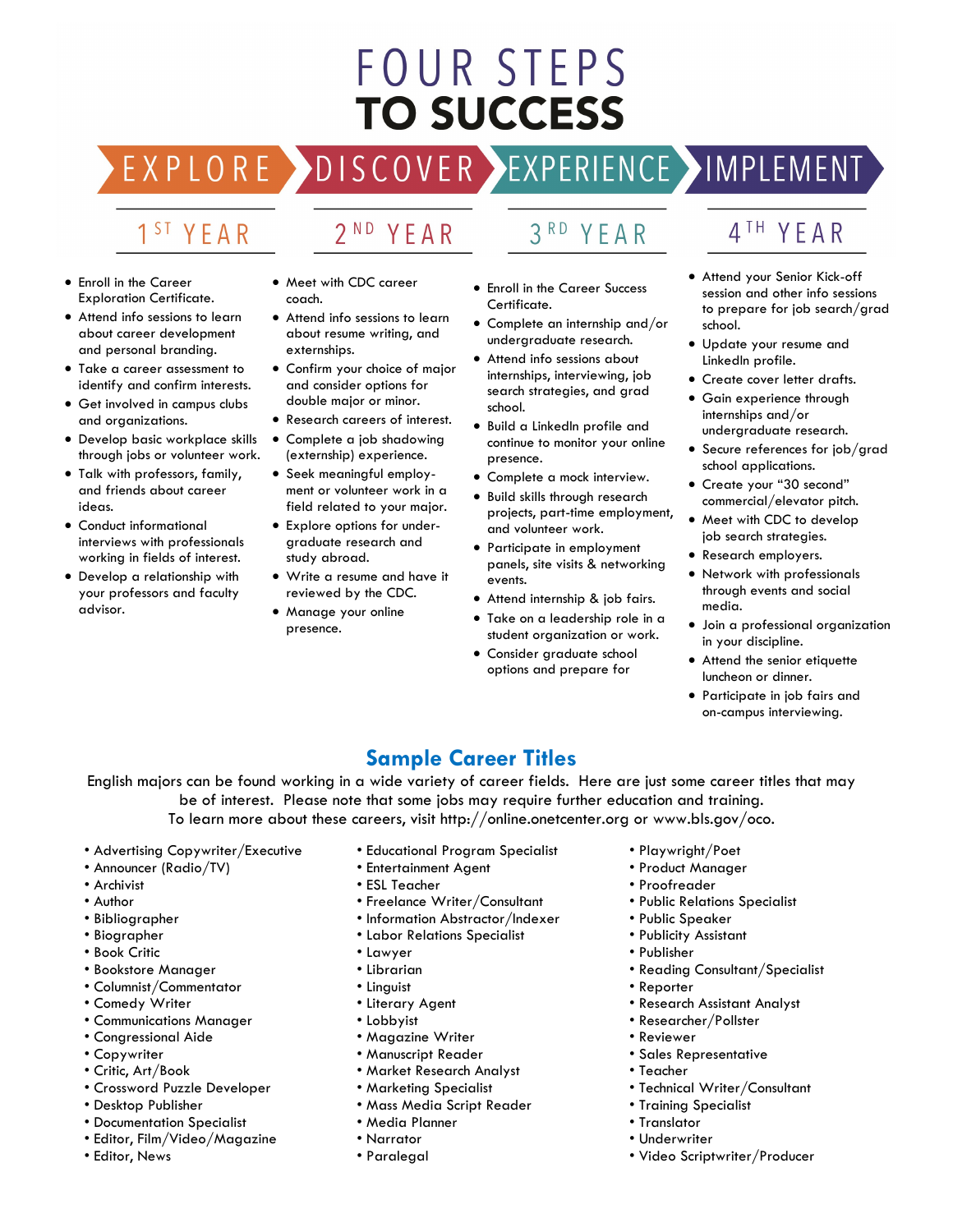# FOUR STEPS TO SUCCESS

## EXPLORE — 1ST YEAR

- Enroll in the Career Exploration Certificate.
- Attend info sessions to learn about career development and personal branding.
- Take a career assessment to identify and confirm interests.
- Get involved in campus clubs and organizations.
- Develop basic workplace skills through jobs or volunteer work.
- Talk with professors, family, and friends about career ideas.
- Conduct informational interviews with professionals working in fields of interest.
- Develop a relationship with your professors and faculty advisor.

## DISCOVER — 2ND YEAR

- Meet with CDC career coach.
- Attend info sessions to learn about resume writing, and externships.
- Confirm your choice of major and consider options for double major or minor.
- Research careers of interest.
- Complete a job shadowing (externship) experience.
- Seek meaningful employment or volunteer work in a field related to your major.
- Explore options for undergraduate research and study abroad.
- Write a resume and have it reviewed by the CDC.
- Manage your online presence.

## EXPERIENCE — 3RD YEAR

- Enroll in the Career Success Certificate.
- Complete an internship and/or undergraduate research.
- Attend info sessions about internships, interviewing, job search strategies, and grad school.
- Build a LinkedIn profile and continue to monitor your online presence.
- Complete a mock interview.
- Build skills through research projects, part-time employment, and volunteer work.
- Participate in employment panels, site visits & networking events.
- Attend internship & job fairs.
- Take on a leadership role in a student organization or work.
- Consider graduate school options and prepare for

## IMPLEMENT — 4TH YEAR

- Attend your Senior Kick-off session and other info sessions to prepare for job search/grad school.
- Update your resume and LinkedIn profile.
- Create cover letter drafts.
- Gain experience through internships and/or undergraduate research.
- Secure references for job/grad school applications.
- Create your "30 second" commercial/elevator pitch.
- Meet with CDC to develop job search strategies.
- Research employers.
- Network with professionals through events and social media.
- Join a professional organization in your discipline.
- Attend the senior etiquette luncheon or dinner.
- Participate in job fairs and on-campus interviewing.

## Sample Career Titles

English majors can be found working in a wide variety of career fields. Here are just some career titles that may be of interest. Please note that some jobs may require further education and training. To learn more about these careers, visit http://online.onetcenter.org or www.bls.gov/oco.

- Advertising Copywriter/Executive
- Announcer (Radio/TV)
- Archivist
- Author
- Bibliographer
- Biographer
- Book Critic
- Bookstore Manager
- Columnist/Commentator
- Comedy Writer
- Communications Manager
- Congressional Aide
- Copywriter
- Critic, Art/Book
- Crossword Puzzle Developer
- Desktop Publisher
- Documentation Specialist
- Editor, Film/Video/Magazine
- Editor, News
- Educational Program Specialist
- Entertainment Agent
- ESL Teacher
- Freelance Writer/Consultant
- Information Abstractor/Indexer
- Labor Relations Specialist
- Lawyer
- Librarian
- Linguist
- Literary Agent
- Lobbyist
- Magazine Writer
- Manuscript Reader
- Market Research Analyst
- Marketing Specialist
- Mass Media Script Reader
- Media Planner
- Narrator
- Paralegal
- Playwright/Poet
- Product Manager
- Proofreader
- Public Relations Specialist
- Public Speaker
- Publicity Assistant
- Publisher
- Reading Consultant/Specialist
- Reporter
- Research Assistant Analyst
- Researcher/Pollster
- Reviewer
- Sales Representative
- Teacher
- Technical Writer/Consultant
- Training Specialist
- Translator
- Underwriter
- Video Scriptwriter/Producer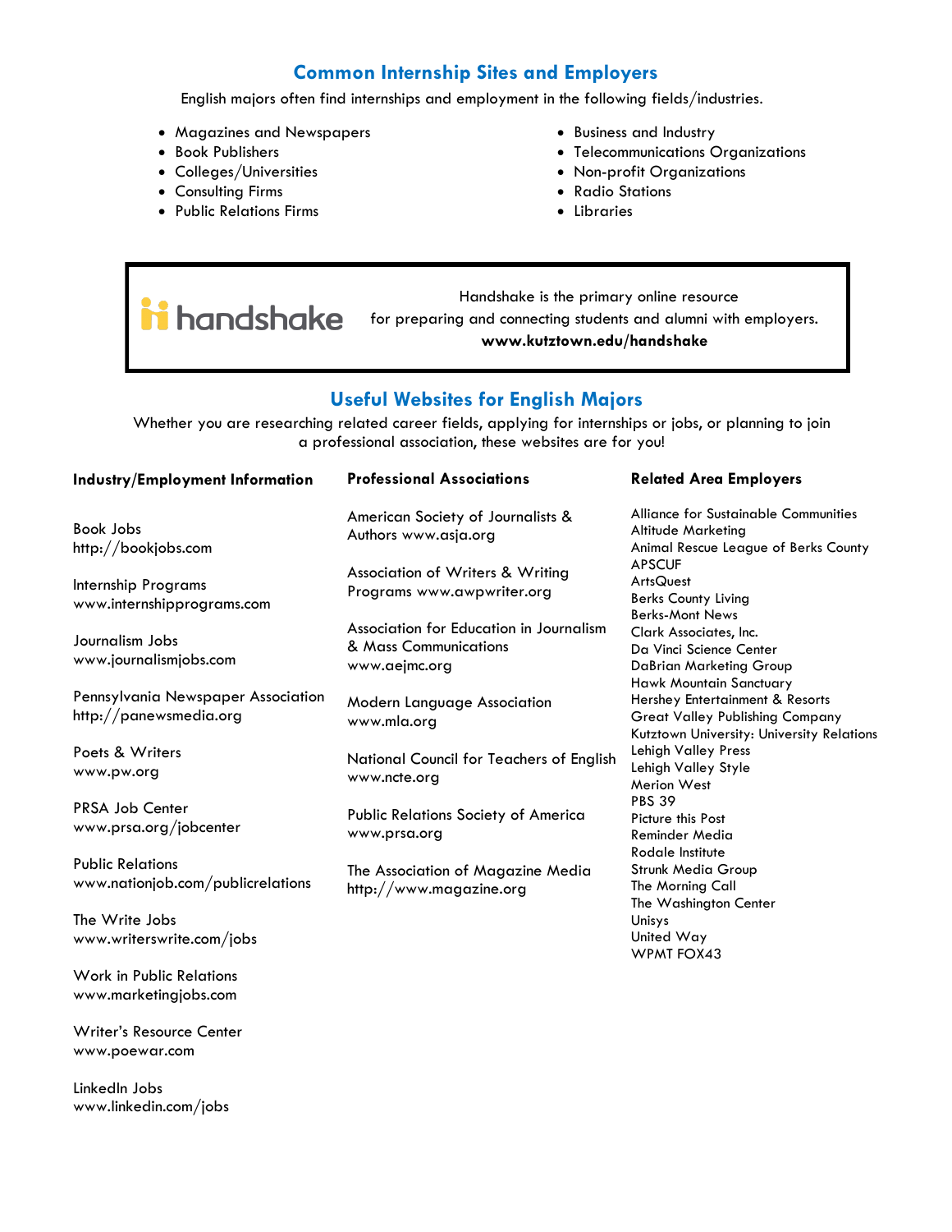## Common Internship Sites and Employers

English majors often find internships and employment in the following fields/industries.

- Magazines and Newspapers
- Book Publishers
- Colleges/Universities
- Consulting Firms
- Public Relations Firms
- Business and Industry
- Telecommunications Organizations
- Non-profit Organizations
- Radio Stations
- Libraries

handshake

Handshake is the primary online resource for preparing and connecting students and alumni with employers.
**www.kutztown.edu/handshake**

## Useful Websites for English Majors

Whether you are researching related career fields, applying for internships or jobs, or planning to join a professional association, these websites are for you!

### Industry/Employment Information

Book Jobs
http://bookjobs.com

Internship Programs
www.internshipprograms.com

Journalism Jobs
www.journalismjobs.com

Pennsylvania Newspaper Association
http://panewsmedia.org

Poets & Writers
www.pw.org

PRSA Job Center
www.prsa.org/jobcenter

Public Relations
www.nationjob.com/publicrelations

The Write Jobs
www.writerswrite.com/jobs

Work in Public Relations
www.marketingjobs.com

Writer's Resource Center
www.poewar.com

LinkedIn Jobs
www.linkedin.com/jobs

### Professional Associations

American Society of Journalists & Authors www.asja.org

Association of Writers & Writing Programs www.awpwriter.org

Association for Education in Journalism & Mass Communications
www.aejmc.org

Modern Language Association
www.mla.org

National Council for Teachers of English
www.ncte.org

Public Relations Society of America
www.prsa.org

The Association of Magazine Media
http://www.magazine.org

### Related Area Employers

Alliance for Sustainable Communities
Altitude Marketing
Animal Rescue League of Berks County
APSCUF
ArtsQuest
Berks County Living
Berks-Mont News
Clark Associates, Inc.
Da Vinci Science Center
DaBrian Marketing Group
Hawk Mountain Sanctuary
Hershey Entertainment & Resorts
Great Valley Publishing Company
Kutztown University: University Relations
Lehigh Valley Press
Lehigh Valley Style
Merion West
PBS 39
Picture this Post
Reminder Media
Rodale Institute
Strunk Media Group
The Morning Call
The Washington Center
Unisys
United Way
WPMT FOX43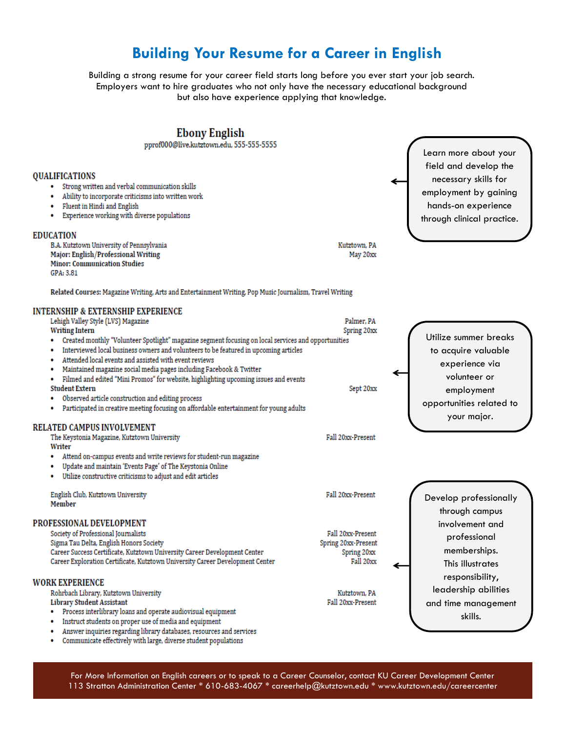# Building Your Resume for a Career in English

Building a strong resume for your career field starts long before you ever start your job search. Employers want to hire graduates who not only have the necessary educational background but also have experience applying that knowledge.

## Ebony English

pprof000@live.kutztown.edu, 555-555-5555

### QUALIFICATIONS

- Strong written and verbal communication skills
- Ability to incorporate criticisms into written work
- Fluent in Hindi and English
- Experience working with diverse populations

> Learn more about your field and develop the necessary skills for employment by gaining hands-on experience through clinical practice.

### EDUCATION

B.A. Kutztown University of Pennsylvania — Kutztown, PA
**Major: English/Professional Writing** — May 20xx
**Minor: Communication Studies**
GPA: 3.81

**Related Courses:** Magazine Writing, Arts and Entertainment Writing, Pop Music Journalism, Travel Writing

### INTERNSHIP & EXTERNSHIP EXPERIENCE

Lehigh Valley Style (LVS) Magazine — Palmer, PA
**Writing Intern** — Spring 20xx

- Created monthly "Volunteer Spotlight" magazine segment focusing on local services and opportunities
- Interviewed local business owners and volunteers to be featured in upcoming articles
- Attended local events and assisted with event reviews
- Maintained magazine social media pages including Facebook & Twitter
- Filmed and edited "Mini Promos" for website, highlighting upcoming issues and events

**Student Extern** — Sept 20xx

- Observed article construction and editing process
- Participated in creative meeting focusing on affordable entertainment for young adults

> Utilize summer breaks to acquire valuable experience via volunteer or employment opportunities related to your major.

### RELATED CAMPUS INVOLVEMENT

The Keystonia Magazine, Kutztown University — Fall 20xx-Present
**Writer**

- Attend on-campus events and write reviews for student-run magazine
- Update and maintain 'Events Page' of The Keystonia Online
- Utilize constructive criticisms to adjust and edit articles

English Club, Kutztown University — Fall 20xx-Present
**Member**

### PROFESSIONAL DEVELOPMENT

Society of Professional Journalists — Fall 20xx-Present
Sigma Tau Delta, English Honors Society — Spring 20xx-Present
Career Success Certificate, Kutztown University Career Development Center — Spring 20xx
Career Exploration Certificate, Kutztown University Career Development Center — Fall 20xx

> Develop professionally through campus involvement and professional memberships. This illustrates responsibility, leadership abilities and time management skills.

### WORK EXPERIENCE

Rohrbach Library, Kutztown University — Kutztown, PA
**Library Student Assistant** — Fall 20xx-Present

- Process interlibrary loans and operate audiovisual equipment
- Instruct students on proper use of media and equipment
- Answer inquiries regarding library databases, resources and services
- Communicate effectively with large, diverse student populations

For More Information on English careers or to speak to a Career Counselor, contact KU Career Development Center
113 Stratton Administration Center * 610-683-4067 * careerhelp@kutztown.edu * www.kutztown.edu/careercenter